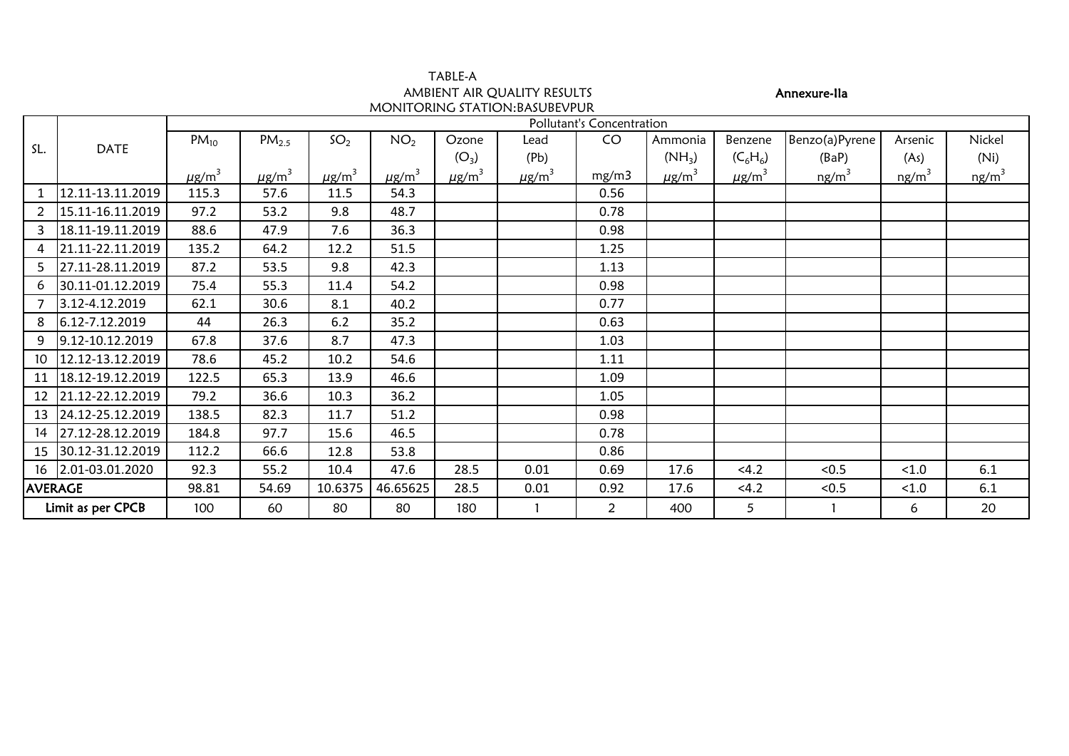TABLE-A

AMBIENT AIR QUALITY RESULTS

MONITORING STATION:BASUBEVPUR

**Annexure-IIa**

| SL. | DATE | Pollutant's Concentration | | | | | | | | | | | |
|---|---|---|---|---|---|---|---|---|---|---|---|---|---|
| | | $PM_{10}$ | $PM_{2.5}$ | $SO_2$ | $NO_2$ | Ozone ($O_3$) | Lead (Pb) | CO | Ammonia ($NH_3$) | Benzene ($C_6H_6$) | Benzo(a)Pyrene (BaP) | Arsenic (As) | Nickel (Ni) |
| | | $\mu g/m^3$ | $\mu g/m^3$ | $\mu g/m^3$ | $\mu g/m^3$ | $\mu g/m^3$ | $\mu g/m^3$ | mg/m3 | $\mu g/m^3$ | $\mu g/m^3$ | $ng/m^3$ | $ng/m^3$ | $ng/m^3$ |
| 1 | 12.11-13.11.2019 | 115.3 | 57.6 | 11.5 | 54.3 | | | 0.56 | | | | | |
| 2 | 15.11-16.11.2019 | 97.2 | 53.2 | 9.8 | 48.7 | | | 0.78 | | | | | |
| 3 | 18.11-19.11.2019 | 88.6 | 47.9 | 7.6 | 36.3 | | | 0.98 | | | | | |
| 4 | 21.11-22.11.2019 | 135.2 | 64.2 | 12.2 | 51.5 | | | 1.25 | | | | | |
| 5 | 27.11-28.11.2019 | 87.2 | 53.5 | 9.8 | 42.3 | | | 1.13 | | | | | |
| 6 | 30.11-01.12.2019 | 75.4 | 55.3 | 11.4 | 54.2 | | | 0.98 | | | | | |
| 7 | 3.12-4.12.2019 | 62.1 | 30.6 | 8.1 | 40.2 | | | 0.77 | | | | | |
| 8 | 6.12-7.12.2019 | 44 | 26.3 | 6.2 | 35.2 | | | 0.63 | | | | | |
| 9 | 9.12-10.12.2019 | 67.8 | 37.6 | 8.7 | 47.3 | | | 1.03 | | | | | |
| 10 | 12.12-13.12.2019 | 78.6 | 45.2 | 10.2 | 54.6 | | | 1.11 | | | | | |
| 11 | 18.12-19.12.2019 | 122.5 | 65.3 | 13.9 | 46.6 | | | 1.09 | | | | | |
| 12 | 21.12-22.12.2019 | 79.2 | 36.6 | 10.3 | 36.2 | | | 1.05 | | | | | |
| 13 | 24.12-25.12.2019 | 138.5 | 82.3 | 11.7 | 51.2 | | | 0.98 | | | | | |
| 14 | 27.12-28.12.2019 | 184.8 | 97.7 | 15.6 | 46.5 | | | 0.78 | | | | | |
| 15 | 30.12-31.12.2019 | 112.2 | 66.6 | 12.8 | 53.8 | | | 0.86 | | | | | |
| 16 | 2.01-03.01.2020 | 92.3 | 55.2 | 10.4 | 47.6 | 28.5 | 0.01 | 0.69 | 17.6 | <4.2 | <0.5 | <1.0 | 6.1 |
| AVERAGE | | 98.81 | 54.69 | 10.6375 | 46.65625 | 28.5 | 0.01 | 0.92 | 17.6 | <4.2 | <0.5 | <1.0 | 6.1 |
| Limit as per CPCB | | 100 | 60 | 80 | 80 | 180 | 1 | 2 | 400 | 5 | 1 | 6 | 20 |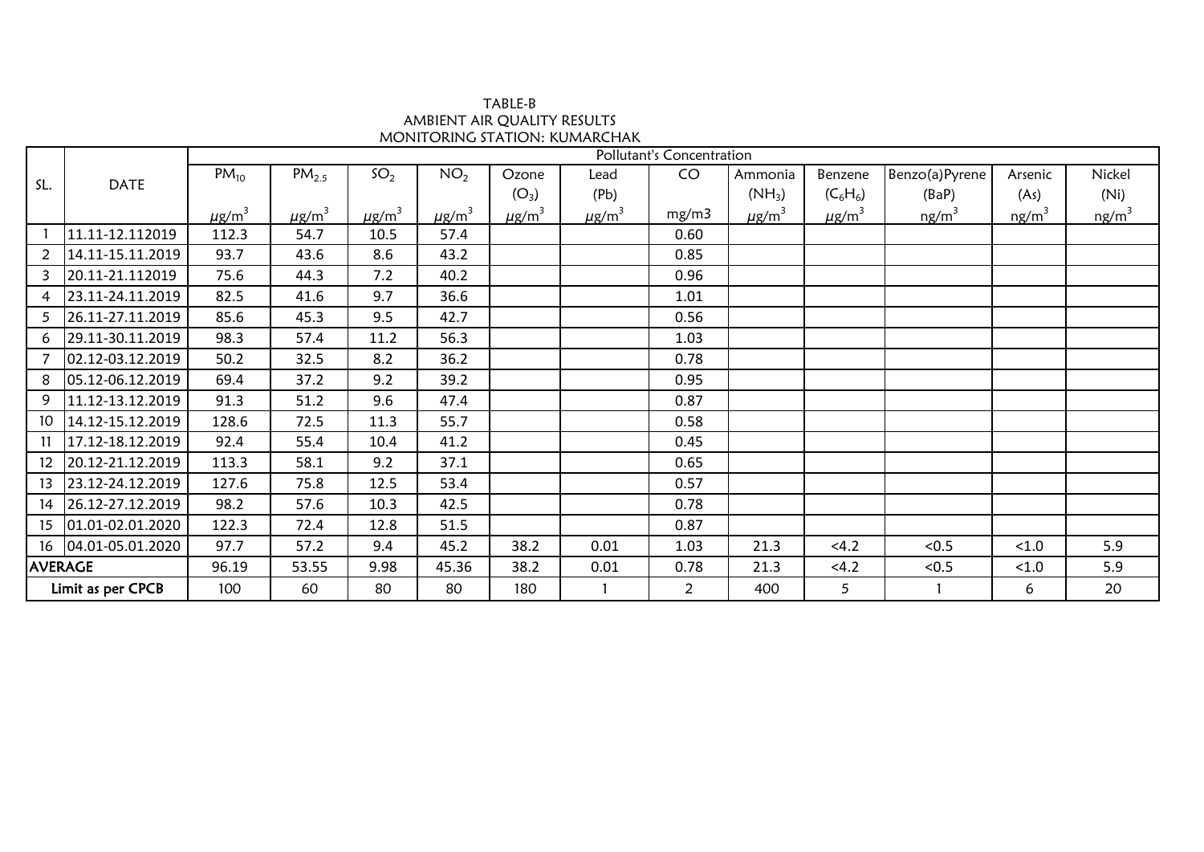TABLE-B
AMBIENT AIR QUALITY RESULTS
MONITORING STATION: KUMARCHAK

| SL. | DATE | Pollutant's Concentration | | | | | | | | | | | |
|---|---|---|---|---|---|---|---|---|---|---|---|---|---|
| | | $PM_{10}$ | $PM_{2.5}$ | $SO_2$ | $NO_2$ | Ozone ($O_3$) | Lead (Pb) | CO | Ammonia ($NH_3$) | Benzene ($C_6H_6$) | Benzo(a)Pyrene (BaP) | Arsenic (As) | Nickel (Ni) |
| | | $\mu g/m^3$ | $\mu g/m^3$ | $\mu g/m^3$ | $\mu g/m^3$ | $\mu g/m^3$ | $\mu g/m^3$ | mg/m3 | $\mu g/m^3$ | $\mu g/m^3$ | $ng/m^3$ | $ng/m^3$ | $ng/m^3$ |
| 1 | 11.11-12.112019 | 112.3 | 54.7 | 10.5 | 57.4 | | | 0.60 | | | | | |
| 2 | 14.11-15.11.2019 | 93.7 | 43.6 | 8.6 | 43.2 | | | 0.85 | | | | | |
| 3 | 20.11-21.112019 | 75.6 | 44.3 | 7.2 | 40.2 | | | 0.96 | | | | | |
| 4 | 23.11-24.11.2019 | 82.5 | 41.6 | 9.7 | 36.6 | | | 1.01 | | | | | |
| 5 | 26.11-27.11.2019 | 85.6 | 45.3 | 9.5 | 42.7 | | | 0.56 | | | | | |
| 6 | 29.11-30.11.2019 | 98.3 | 57.4 | 11.2 | 56.3 | | | 1.03 | | | | | |
| 7 | 02.12-03.12.2019 | 50.2 | 32.5 | 8.2 | 36.2 | | | 0.78 | | | | | |
| 8 | 05.12-06.12.2019 | 69.4 | 37.2 | 9.2 | 39.2 | | | 0.95 | | | | | |
| 9 | 11.12-13.12.2019 | 91.3 | 51.2 | 9.6 | 47.4 | | | 0.87 | | | | | |
| 10 | 14.12-15.12.2019 | 128.6 | 72.5 | 11.3 | 55.7 | | | 0.58 | | | | | |
| 11 | 17.12-18.12.2019 | 92.4 | 55.4 | 10.4 | 41.2 | | | 0.45 | | | | | |
| 12 | 20.12-21.12.2019 | 113.3 | 58.1 | 9.2 | 37.1 | | | 0.65 | | | | | |
| 13 | 23.12-24.12.2019 | 127.6 | 75.8 | 12.5 | 53.4 | | | 0.57 | | | | | |
| 14 | 26.12-27.12.2019 | 98.2 | 57.6 | 10.3 | 42.5 | | | 0.78 | | | | | |
| 15 | 01.01-02.01.2020 | 122.3 | 72.4 | 12.8 | 51.5 | | | 0.87 | | | | | |
| 16 | 04.01-05.01.2020 | 97.7 | 57.2 | 9.4 | 45.2 | 38.2 | 0.01 | 1.03 | 21.3 | <4.2 | <0.5 | <1.0 | 5.9 |
| AVERAGE | | 96.19 | 53.55 | 9.98 | 45.36 | 38.2 | 0.01 | 0.78 | 21.3 | <4.2 | <0.5 | <1.0 | 5.9 |
| Limit as per CPCB | | 100 | 60 | 80 | 80 | 180 | 1 | 2 | 400 | 5 | 1 | 6 | 20 |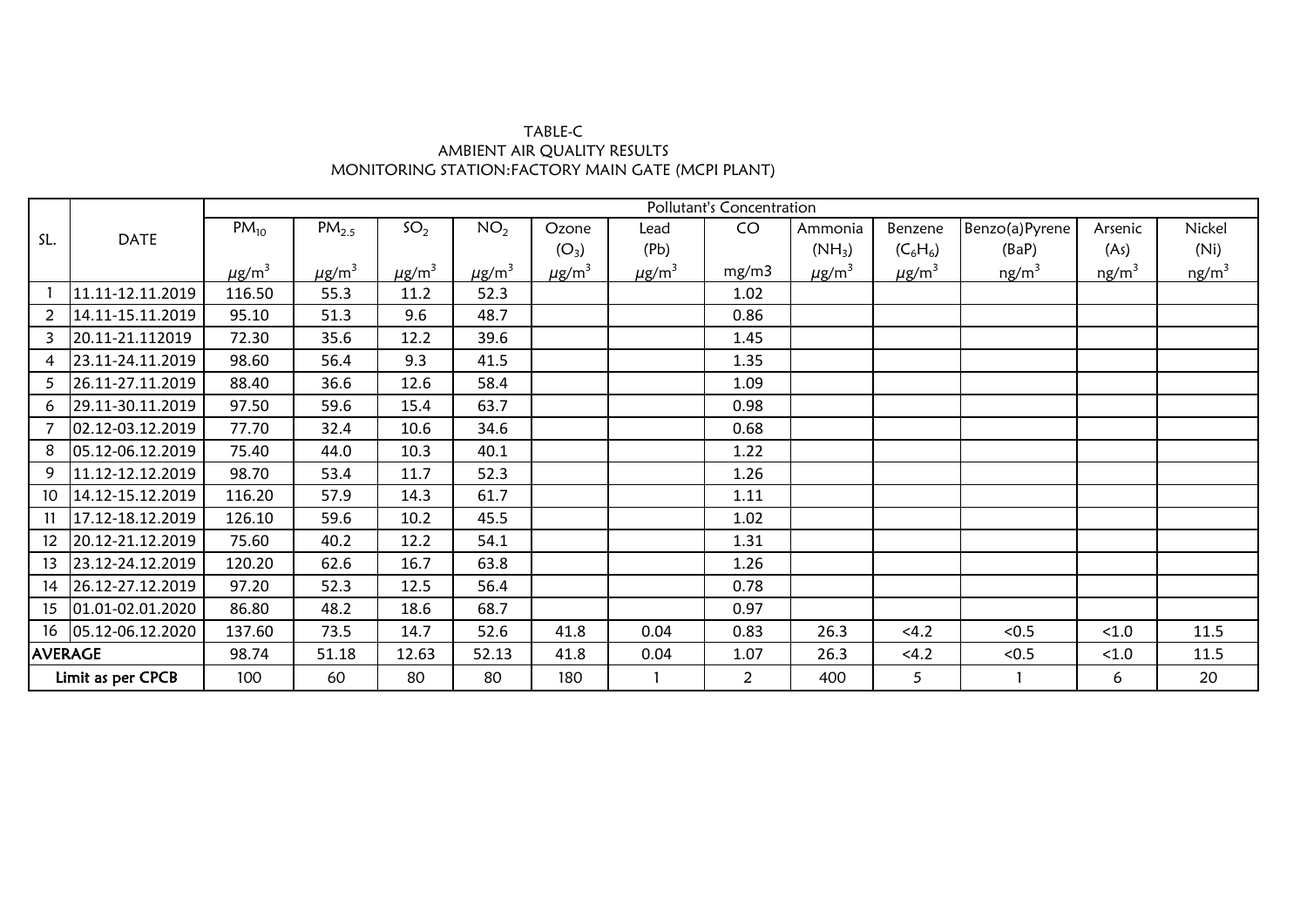TABLE-C
AMBIENT AIR QUALITY RESULTS
MONITORING STATION:FACTORY MAIN GATE (MCPI PLANT)

| SL. | DATE | Pollutant's Concentration | | | | | | | | | | | |
|---|---|---|---|---|---|---|---|---|---|---|---|---|---|
| | | $PM_{10}$ | $PM_{2.5}$ | $SO_2$ | $NO_2$ | Ozone ($O_3$) | Lead (Pb) | CO | Ammonia ($NH_3$) | Benzene ($C_6H_6$) | Benzo(a)Pyrene (BaP) | Arsenic (As) | Nickel (Ni) |
| | | $\mu g/m^3$ | $\mu g/m^3$ | $\mu g/m^3$ | $\mu g/m^3$ | $\mu g/m^3$ | $\mu g/m^3$ | mg/m3 | $\mu g/m^3$ | $\mu g/m^3$ | $ng/m^3$ | $ng/m^3$ | $ng/m^3$ |
| 1 | 11.11-12.11.2019 | 116.50 | 55.3 | 11.2 | 52.3 | | | 1.02 | | | | | |
| 2 | 14.11-15.11.2019 | 95.10 | 51.3 | 9.6 | 48.7 | | | 0.86 | | | | | |
| 3 | 20.11-21.112019 | 72.30 | 35.6 | 12.2 | 39.6 | | | 1.45 | | | | | |
| 4 | 23.11-24.11.2019 | 98.60 | 56.4 | 9.3 | 41.5 | | | 1.35 | | | | | |
| 5 | 26.11-27.11.2019 | 88.40 | 36.6 | 12.6 | 58.4 | | | 1.09 | | | | | |
| 6 | 29.11-30.11.2019 | 97.50 | 59.6 | 15.4 | 63.7 | | | 0.98 | | | | | |
| 7 | 02.12-03.12.2019 | 77.70 | 32.4 | 10.6 | 34.6 | | | 0.68 | | | | | |
| 8 | 05.12-06.12.2019 | 75.40 | 44.0 | 10.3 | 40.1 | | | 1.22 | | | | | |
| 9 | 11.12-12.12.2019 | 98.70 | 53.4 | 11.7 | 52.3 | | | 1.26 | | | | | |
| 10 | 14.12-15.12.2019 | 116.20 | 57.9 | 14.3 | 61.7 | | | 1.11 | | | | | |
| 11 | 17.12-18.12.2019 | 126.10 | 59.6 | 10.2 | 45.5 | | | 1.02 | | | | | |
| 12 | 20.12-21.12.2019 | 75.60 | 40.2 | 12.2 | 54.1 | | | 1.31 | | | | | |
| 13 | 23.12-24.12.2019 | 120.20 | 62.6 | 16.7 | 63.8 | | | 1.26 | | | | | |
| 14 | 26.12-27.12.2019 | 97.20 | 52.3 | 12.5 | 56.4 | | | 0.78 | | | | | |
| 15 | 01.01-02.01.2020 | 86.80 | 48.2 | 18.6 | 68.7 | | | 0.97 | | | | | |
| 16 | 05.12-06.12.2020 | 137.60 | 73.5 | 14.7 | 52.6 | 41.8 | 0.04 | 0.83 | 26.3 | <4.2 | <0.5 | <1.0 | 11.5 |
| AVERAGE | | 98.74 | 51.18 | 12.63 | 52.13 | 41.8 | 0.04 | 1.07 | 26.3 | <4.2 | <0.5 | <1.0 | 11.5 |
| Limit as per CPCB | | 100 | 60 | 80 | 80 | 180 | 1 | 2 | 400 | 5 | 1 | 6 | 20 |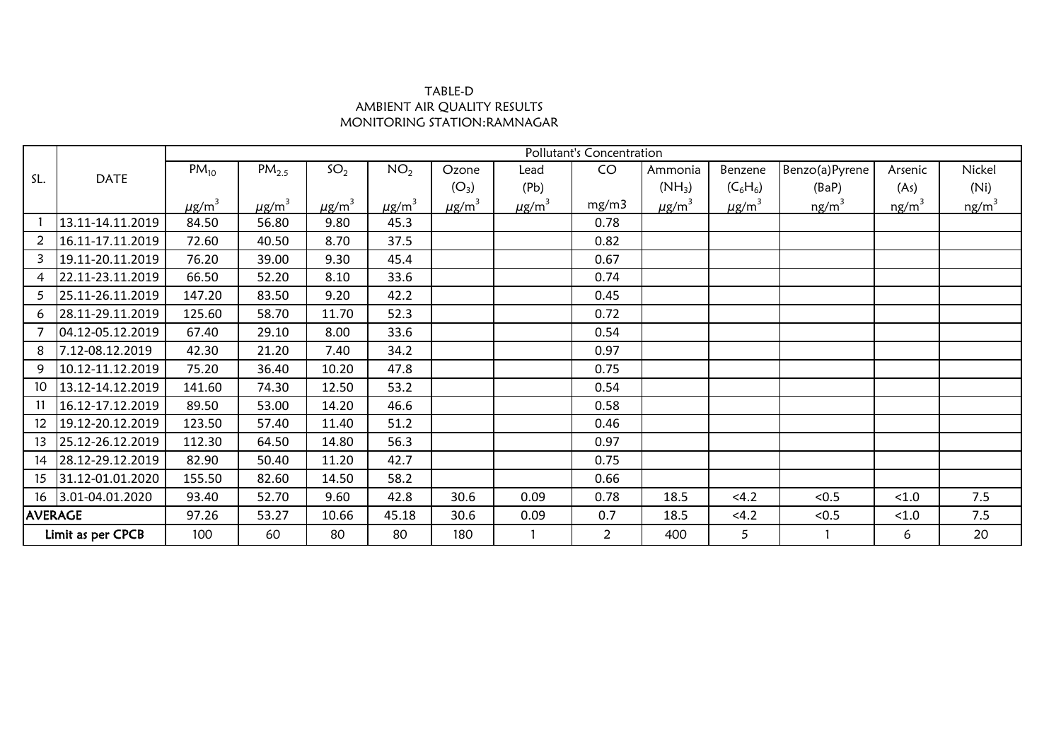TABLE-D
AMBIENT AIR QUALITY RESULTS
MONITORING STATION:RAMNAGAR

| SL. | DATE | Pollutant's Concentration | | | | | | | | | | | |
|---|---|---|---|---|---|---|---|---|---|---|---|---|---|
| | | $PM_{10}$ | $PM_{2.5}$ | $SO_2$ | $NO_2$ | Ozone ($O_3$) | Lead (Pb) | CO | Ammonia ($NH_3$) | Benzene ($C_6H_6$) | Benzo(a)Pyrene (BaP) | Arsenic (As) | Nickel (Ni) |
| | | $\mu g/m^3$ | $\mu g/m^3$ | $\mu g/m^3$ | $\mu g/m^3$ | $\mu g/m^3$ | $\mu g/m^3$ | mg/m3 | $\mu g/m^3$ | $\mu g/m^3$ | $ng/m^3$ | $ng/m^3$ | $ng/m^3$ |
| 1 | 13.11-14.11.2019 | 84.50 | 56.80 | 9.80 | 45.3 | | | 0.78 | | | | | |
| 2 | 16.11-17.11.2019 | 72.60 | 40.50 | 8.70 | 37.5 | | | 0.82 | | | | | |
| 3 | 19.11-20.11.2019 | 76.20 | 39.00 | 9.30 | 45.4 | | | 0.67 | | | | | |
| 4 | 22.11-23.11.2019 | 66.50 | 52.20 | 8.10 | 33.6 | | | 0.74 | | | | | |
| 5 | 25.11-26.11.2019 | 147.20 | 83.50 | 9.20 | 42.2 | | | 0.45 | | | | | |
| 6 | 28.11-29.11.2019 | 125.60 | 58.70 | 11.70 | 52.3 | | | 0.72 | | | | | |
| 7 | 04.12-05.12.2019 | 67.40 | 29.10 | 8.00 | 33.6 | | | 0.54 | | | | | |
| 8 | 7.12-08.12.2019 | 42.30 | 21.20 | 7.40 | 34.2 | | | 0.97 | | | | | |
| 9 | 10.12-11.12.2019 | 75.20 | 36.40 | 10.20 | 47.8 | | | 0.75 | | | | | |
| 10 | 13.12-14.12.2019 | 141.60 | 74.30 | 12.50 | 53.2 | | | 0.54 | | | | | |
| 11 | 16.12-17.12.2019 | 89.50 | 53.00 | 14.20 | 46.6 | | | 0.58 | | | | | |
| 12 | 19.12-20.12.2019 | 123.50 | 57.40 | 11.40 | 51.2 | | | 0.46 | | | | | |
| 13 | 25.12-26.12.2019 | 112.30 | 64.50 | 14.80 | 56.3 | | | 0.97 | | | | | |
| 14 | 28.12-29.12.2019 | 82.90 | 50.40 | 11.20 | 42.7 | | | 0.75 | | | | | |
| 15 | 31.12-01.01.2020 | 155.50 | 82.60 | 14.50 | 58.2 | | | 0.66 | | | | | |
| 16 | 3.01-04.01.2020 | 93.40 | 52.70 | 9.60 | 42.8 | 30.6 | 0.09 | 0.78 | 18.5 | <4.2 | <0.5 | <1.0 | 7.5 |
| AVERAGE | | 97.26 | 53.27 | 10.66 | 45.18 | 30.6 | 0.09 | 0.7 | 18.5 | <4.2 | <0.5 | <1.0 | 7.5 |
| Limit as per CPCB | | 100 | 60 | 80 | 80 | 180 | 1 | 2 | 400 | 5 | 1 | 6 | 20 |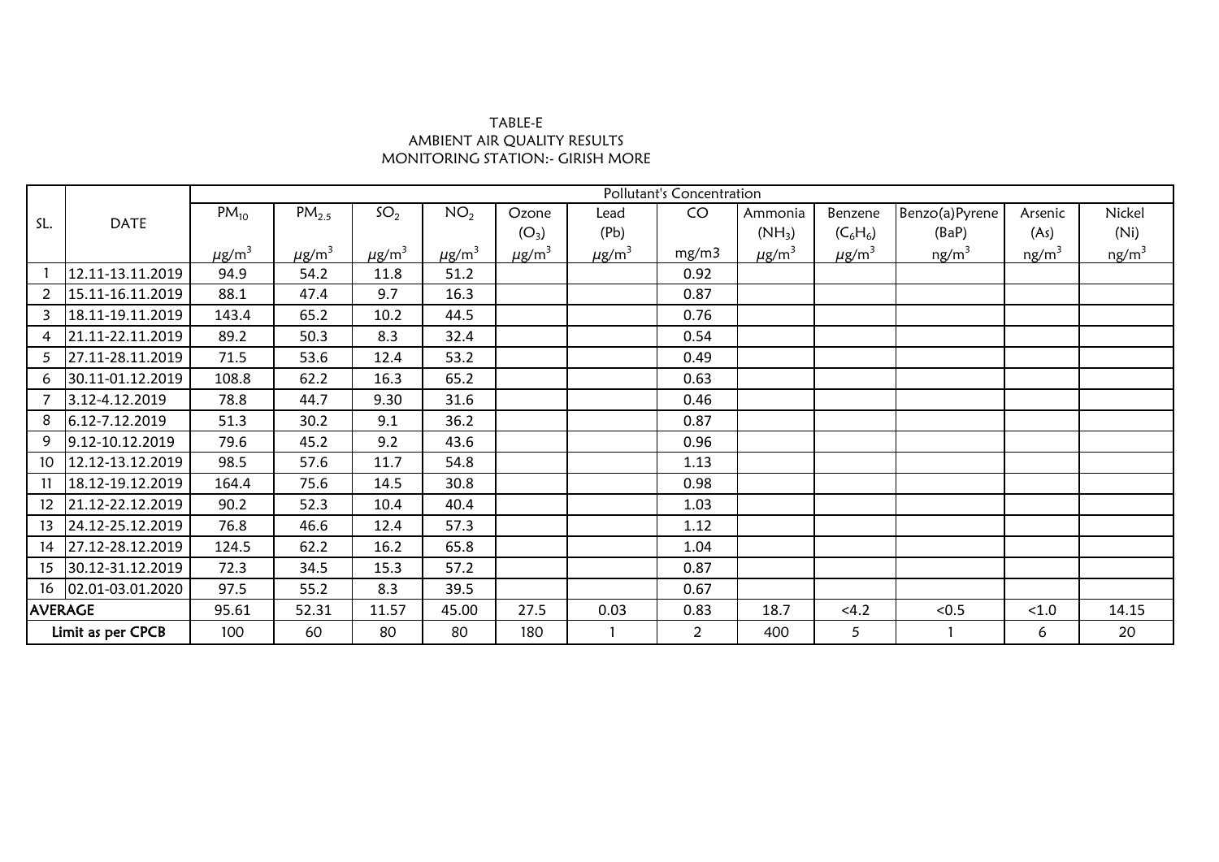TABLE-E

AMBIENT AIR QUALITY RESULTS

MONITORING STATION:- GIRISH MORE

| SL. | DATE | Pollutant's Concentration | | | | | | | | | | | |
|---|---|---|---|---|---|---|---|---|---|---|---|---|---|
| | | $PM_{10}$ | $PM_{2.5}$ | $SO_2$ | $NO_2$ | Ozone ($O_3$) | Lead (Pb) | CO | Ammonia ($NH_3$) | Benzene ($C_6H_6$) | Benzo(a)Pyrene (BaP) | Arsenic (As) | Nickel (Ni) |
| | | $\mu g/m^3$ | $\mu g/m^3$ | $\mu g/m^3$ | $\mu g/m^3$ | $\mu g/m^3$ | $\mu g/m^3$ | mg/m3 | $\mu g/m^3$ | $\mu g/m^3$ | $ng/m^3$ | $ng/m^3$ | $ng/m^3$ |
| 1 | 12.11-13.11.2019 | 94.9 | 54.2 | 11.8 | 51.2 | | | 0.92 | | | | | |
| 2 | 15.11-16.11.2019 | 88.1 | 47.4 | 9.7 | 16.3 | | | 0.87 | | | | | |
| 3 | 18.11-19.11.2019 | 143.4 | 65.2 | 10.2 | 44.5 | | | 0.76 | | | | | |
| 4 | 21.11-22.11.2019 | 89.2 | 50.3 | 8.3 | 32.4 | | | 0.54 | | | | | |
| 5 | 27.11-28.11.2019 | 71.5 | 53.6 | 12.4 | 53.2 | | | 0.49 | | | | | |
| 6 | 30.11-01.12.2019 | 108.8 | 62.2 | 16.3 | 65.2 | | | 0.63 | | | | | |
| 7 | 3.12-4.12.2019 | 78.8 | 44.7 | 9.30 | 31.6 | | | 0.46 | | | | | |
| 8 | 6.12-7.12.2019 | 51.3 | 30.2 | 9.1 | 36.2 | | | 0.87 | | | | | |
| 9 | 9.12-10.12.2019 | 79.6 | 45.2 | 9.2 | 43.6 | | | 0.96 | | | | | |
| 10 | 12.12-13.12.2019 | 98.5 | 57.6 | 11.7 | 54.8 | | | 1.13 | | | | | |
| 11 | 18.12-19.12.2019 | 164.4 | 75.6 | 14.5 | 30.8 | | | 0.98 | | | | | |
| 12 | 21.12-22.12.2019 | 90.2 | 52.3 | 10.4 | 40.4 | | | 1.03 | | | | | |
| 13 | 24.12-25.12.2019 | 76.8 | 46.6 | 12.4 | 57.3 | | | 1.12 | | | | | |
| 14 | 27.12-28.12.2019 | 124.5 | 62.2 | 16.2 | 65.8 | | | 1.04 | | | | | |
| 15 | 30.12-31.12.2019 | 72.3 | 34.5 | 15.3 | 57.2 | | | 0.87 | | | | | |
| 16 | 02.01-03.01.2020 | 97.5 | 55.2 | 8.3 | 39.5 | | | 0.67 | | | | | |
| AVERAGE | | 95.61 | 52.31 | 11.57 | 45.00 | 27.5 | 0.03 | 0.83 | 18.7 | <4.2 | <0.5 | <1.0 | 14.15 |
| Limit as per CPCB | | 100 | 60 | 80 | 80 | 180 | 1 | 2 | 400 | 5 | 1 | 6 | 20 |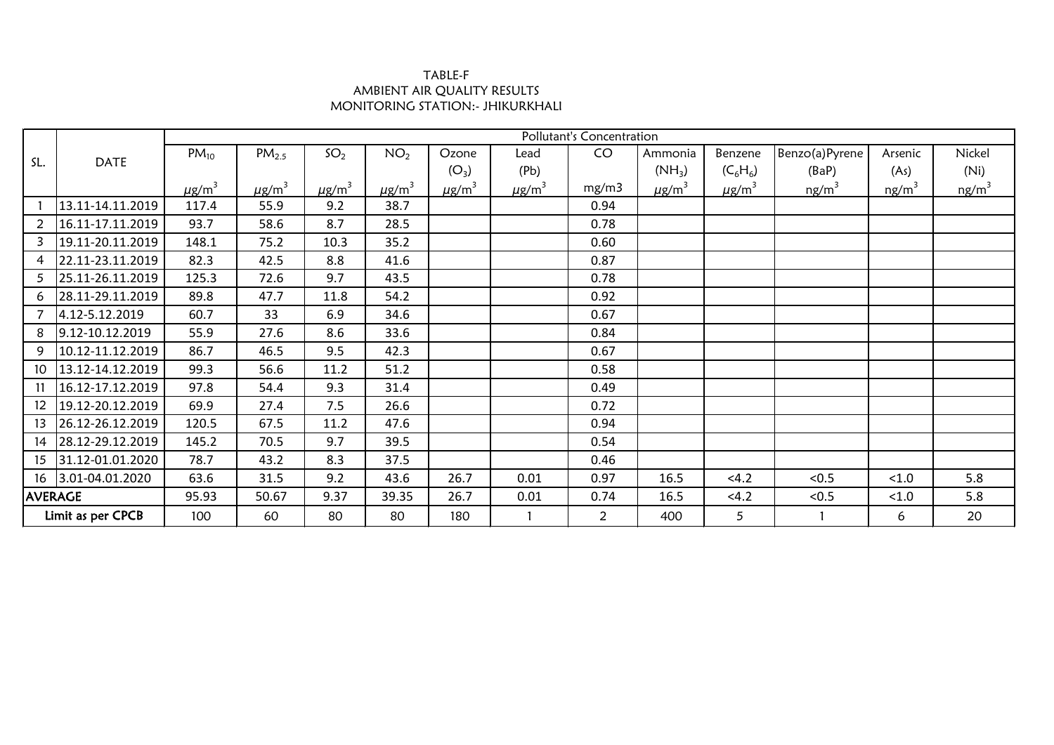TABLE-F
AMBIENT AIR QUALITY RESULTS
MONITORING STATION:- JHIKURKHALI

| SL. | DATE | Pollutant's Concentration | | | | | | | | | | | |
|---|---|---|---|---|---|---|---|---|---|---|---|---|---|
| | | $PM_{10}$ | $PM_{2.5}$ | $SO_2$ | $NO_2$ | Ozone ($O_3$) | Lead (Pb) | CO | Ammonia ($NH_3$) | Benzene ($C_6H_6$) | Benzo(a)Pyrene (BaP) | Arsenic (As) | Nickel (Ni) |
| | | $\mu g/m^3$ | $\mu g/m^3$ | $\mu g/m^3$ | $\mu g/m^3$ | $\mu g/m^3$ | $\mu g/m^3$ | mg/m3 | $\mu g/m^3$ | $\mu g/m^3$ | $ng/m^3$ | $ng/m^3$ | $ng/m^3$ |
| 1 | 13.11-14.11.2019 | 117.4 | 55.9 | 9.2 | 38.7 | | | 0.94 | | | | | |
| 2 | 16.11-17.11.2019 | 93.7 | 58.6 | 8.7 | 28.5 | | | 0.78 | | | | | |
| 3 | 19.11-20.11.2019 | 148.1 | 75.2 | 10.3 | 35.2 | | | 0.60 | | | | | |
| 4 | 22.11-23.11.2019 | 82.3 | 42.5 | 8.8 | 41.6 | | | 0.87 | | | | | |
| 5 | 25.11-26.11.2019 | 125.3 | 72.6 | 9.7 | 43.5 | | | 0.78 | | | | | |
| 6 | 28.11-29.11.2019 | 89.8 | 47.7 | 11.8 | 54.2 | | | 0.92 | | | | | |
| 7 | 4.12-5.12.2019 | 60.7 | 33 | 6.9 | 34.6 | | | 0.67 | | | | | |
| 8 | 9.12-10.12.2019 | 55.9 | 27.6 | 8.6 | 33.6 | | | 0.84 | | | | | |
| 9 | 10.12-11.12.2019 | 86.7 | 46.5 | 9.5 | 42.3 | | | 0.67 | | | | | |
| 10 | 13.12-14.12.2019 | 99.3 | 56.6 | 11.2 | 51.2 | | | 0.58 | | | | | |
| 11 | 16.12-17.12.2019 | 97.8 | 54.4 | 9.3 | 31.4 | | | 0.49 | | | | | |
| 12 | 19.12-20.12.2019 | 69.9 | 27.4 | 7.5 | 26.6 | | | 0.72 | | | | | |
| 13 | 26.12-26.12.2019 | 120.5 | 67.5 | 11.2 | 47.6 | | | 0.94 | | | | | |
| 14 | 28.12-29.12.2019 | 145.2 | 70.5 | 9.7 | 39.5 | | | 0.54 | | | | | |
| 15 | 31.12-01.01.2020 | 78.7 | 43.2 | 8.3 | 37.5 | | | 0.46 | | | | | |
| 16 | 3.01-04.01.2020 | 63.6 | 31.5 | 9.2 | 43.6 | 26.7 | 0.01 | 0.97 | 16.5 | <4.2 | <0.5 | <1.0 | 5.8 |
| AVERAGE | | 95.93 | 50.67 | 9.37 | 39.35 | 26.7 | 0.01 | 0.74 | 16.5 | <4.2 | <0.5 | <1.0 | 5.8 |
| Limit as per CPCB | | 100 | 60 | 80 | 80 | 180 | 1 | 2 | 400 | 5 | 1 | 6 | 20 |